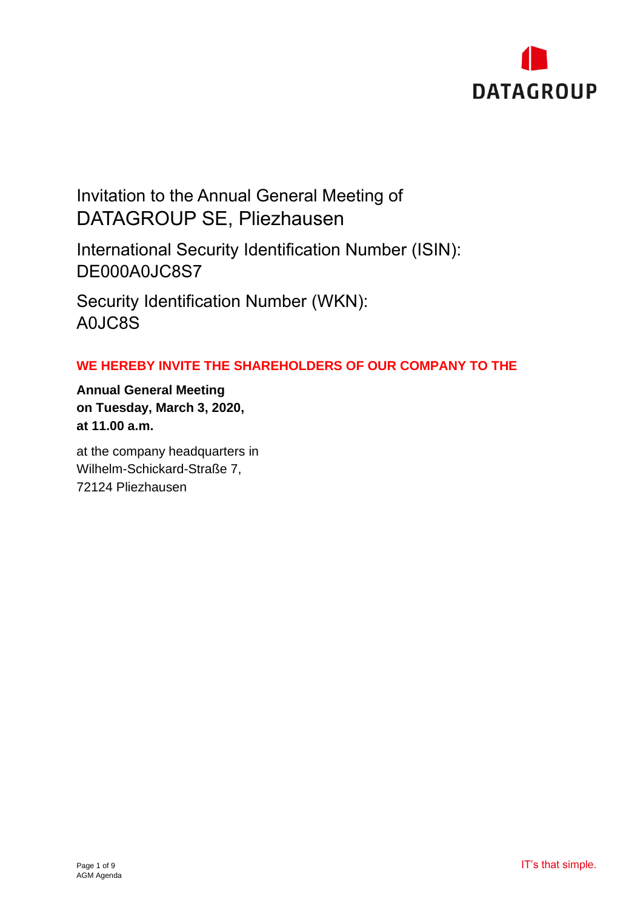DATAGROUP

# Invitation to the Annual General Meeting of DATAGROUP SE, Pliezhausen

International Security Identification Number (ISIN): DE000A0JC8S7

Security Identification Number (WKN): A0JC8S

**WE HEREBY INVITE THE SHAREHOLDERS OF OUR COMPANY TO THE**

**Annual General Meeting**
**on Tuesday, March 3, 2020,**
**at 11.00 a.m.**

at the company headquarters in
Wilhelm-Schickard-Straße 7,
72124 Pliezhausen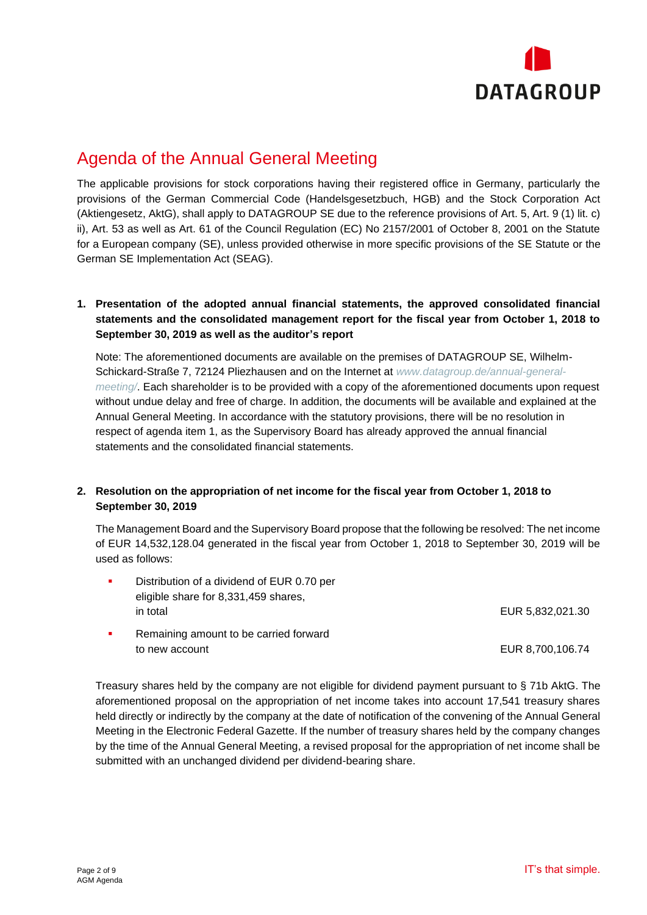# Agenda of the Annual General Meeting

The applicable provisions for stock corporations having their registered office in Germany, particularly the provisions of the German Commercial Code (Handelsgesetzbuch, HGB) and the Stock Corporation Act (Aktiengesetz, AktG), shall apply to DATAGROUP SE due to the reference provisions of Art. 5, Art. 9 (1) lit. c) ii), Art. 53 as well as Art. 61 of the Council Regulation (EC) No 2157/2001 of October 8, 2001 on the Statute for a European company (SE), unless provided otherwise in more specific provisions of the SE Statute or the German SE Implementation Act (SEAG).

**1. Presentation of the adopted annual financial statements, the approved consolidated financial statements and the consolidated management report for the fiscal year from October 1, 2018 to September 30, 2019 as well as the auditor's report**

Note: The aforementioned documents are available on the premises of DATAGROUP SE, Wilhelm-Schickard-Straße 7, 72124 Pliezhausen and on the Internet at *www.datagroup.de/annual-general-meeting/*. Each shareholder is to be provided with a copy of the aforementioned documents upon request without undue delay and free of charge. In addition, the documents will be available and explained at the Annual General Meeting. In accordance with the statutory provisions, there will be no resolution in respect of agenda item 1, as the Supervisory Board has already approved the annual financial statements and the consolidated financial statements.

**2. Resolution on the appropriation of net income for the fiscal year from October 1, 2018 to September 30, 2019**

The Management Board and the Supervisory Board propose that the following be resolved: The net income of EUR 14,532,128.04 generated in the fiscal year from October 1, 2018 to September 30, 2019 will be used as follows:

| | |
|---|---|
| ▪ Distribution of a dividend of EUR 0.70 per eligible share for 8,331,459 shares, in total | EUR 5,832,021.30 |
| ▪ Remaining amount to be carried forward to new account | EUR 8,700,106.74 |

Treasury shares held by the company are not eligible for dividend payment pursuant to § 71b AktG. The aforementioned proposal on the appropriation of net income takes into account 17,541 treasury shares held directly or indirectly by the company at the date of notification of the convening of the Annual General Meeting in the Electronic Federal Gazette. If the number of treasury shares held by the company changes by the time of the Annual General Meeting, a revised proposal for the appropriation of net income shall be submitted with an unchanged dividend per dividend-bearing share.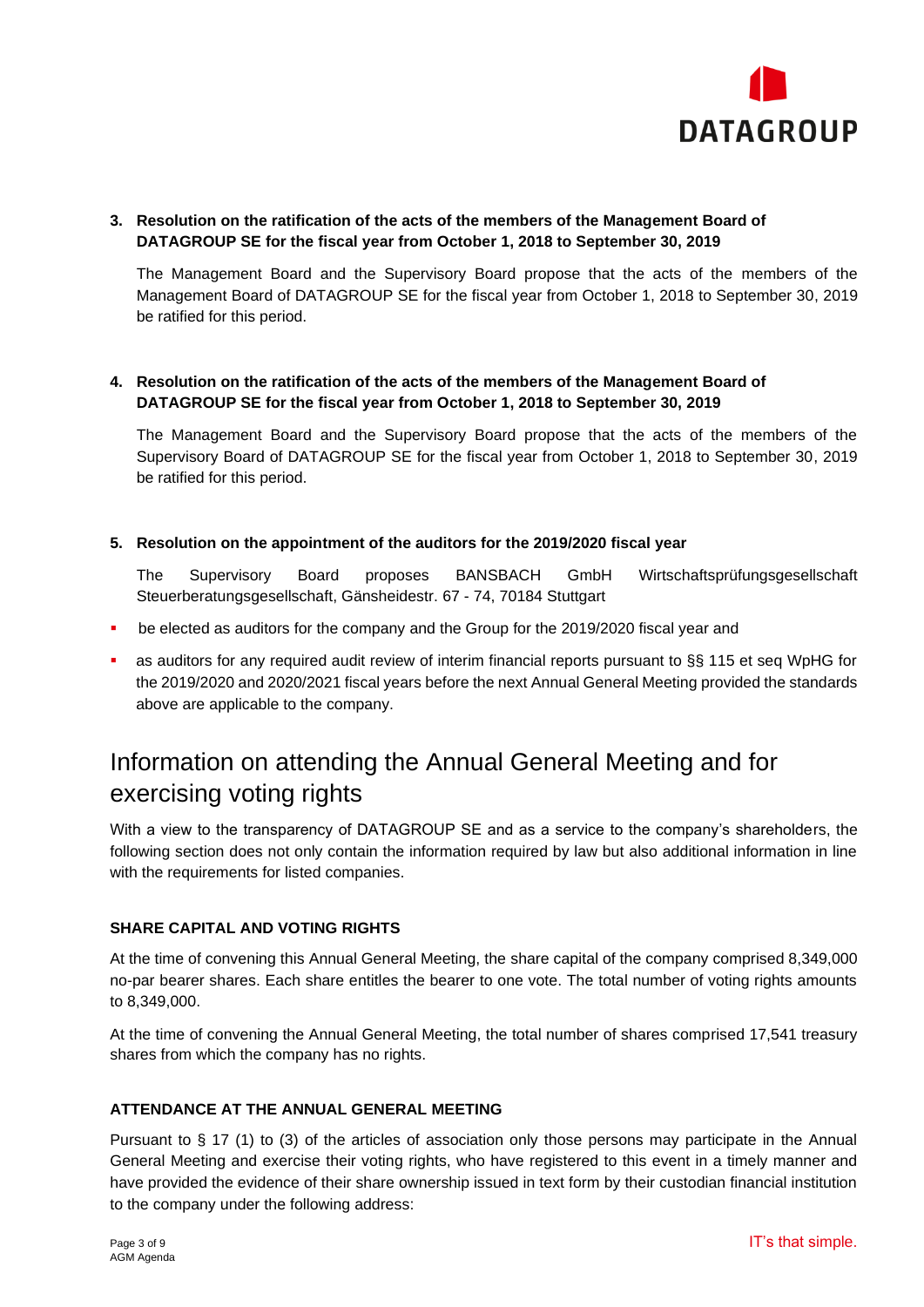**3. Resolution on the ratification of the acts of the members of the Management Board of DATAGROUP SE for the fiscal year from October 1, 2018 to September 30, 2019**

The Management Board and the Supervisory Board propose that the acts of the members of the Management Board of DATAGROUP SE for the fiscal year from October 1, 2018 to September 30, 2019 be ratified for this period.

**4. Resolution on the ratification of the acts of the members of the Management Board of DATAGROUP SE for the fiscal year from October 1, 2018 to September 30, 2019**

The Management Board and the Supervisory Board propose that the acts of the members of the Supervisory Board of DATAGROUP SE for the fiscal year from October 1, 2018 to September 30, 2019 be ratified for this period.

**5. Resolution on the appointment of the auditors for the 2019/2020 fiscal year**

The Supervisory Board proposes BANSBACH GmbH Wirtschaftsprüfungsgesellschaft Steuerberatungsgesellschaft, Gänsheidestr. 67 - 74, 70184 Stuttgart

- be elected as auditors for the company and the Group for the 2019/2020 fiscal year and
- as auditors for any required audit review of interim financial reports pursuant to §§ 115 et seq WpHG for the 2019/2020 and 2020/2021 fiscal years before the next Annual General Meeting provided the standards above are applicable to the company.

# Information on attending the Annual General Meeting and for exercising voting rights

With a view to the transparency of DATAGROUP SE and as a service to the company's shareholders, the following section does not only contain the information required by law but also additional information in line with the requirements for listed companies.

**SHARE CAPITAL AND VOTING RIGHTS**

At the time of convening this Annual General Meeting, the share capital of the company comprised 8,349,000 no-par bearer shares. Each share entitles the bearer to one vote. The total number of voting rights amounts to 8,349,000.

At the time of convening the Annual General Meeting, the total number of shares comprised 17,541 treasury shares from which the company has no rights.

**ATTENDANCE AT THE ANNUAL GENERAL MEETING**

Pursuant to § 17 (1) to (3) of the articles of association only those persons may participate in the Annual General Meeting and exercise their voting rights, who have registered to this event in a timely manner and have provided the evidence of their share ownership issued in text form by their custodian financial institution to the company under the following address: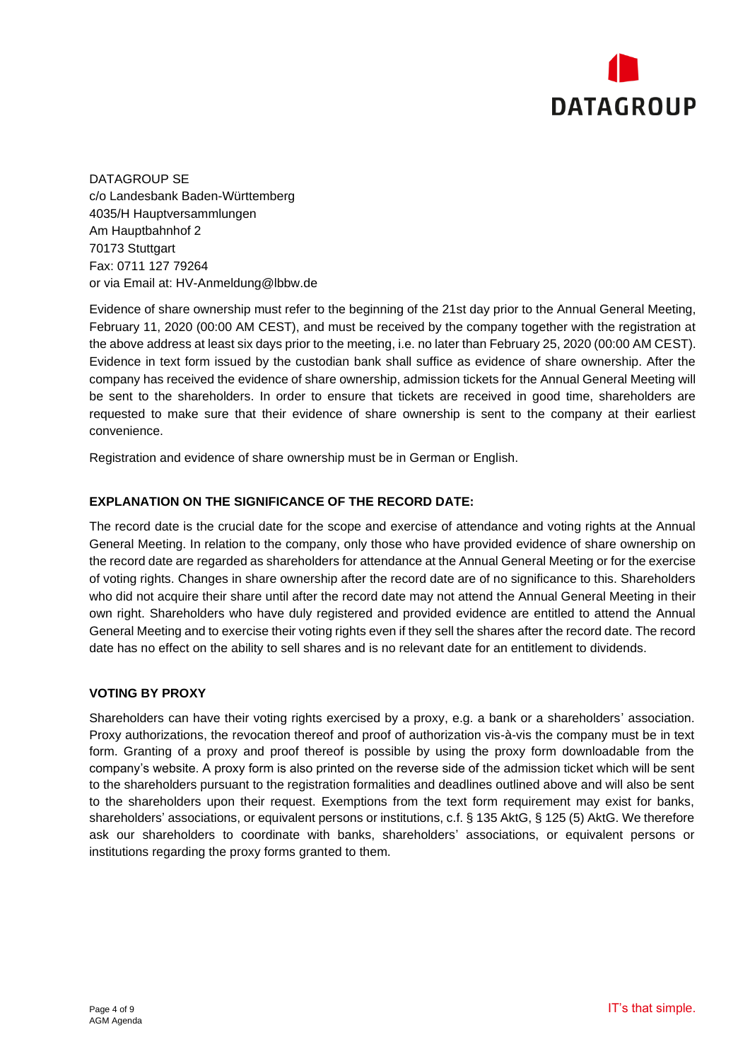DATAGROUP SE
c/o Landesbank Baden-Württemberg
4035/H Hauptversammlungen
Am Hauptbahnhof 2
70173 Stuttgart
Fax: 0711 127 79264
or via Email at: HV-Anmeldung@lbbw.de

Evidence of share ownership must refer to the beginning of the 21st day prior to the Annual General Meeting, February 11, 2020 (00:00 AM CEST), and must be received by the company together with the registration at the above address at least six days prior to the meeting, i.e. no later than February 25, 2020 (00:00 AM CEST). Evidence in text form issued by the custodian bank shall suffice as evidence of share ownership. After the company has received the evidence of share ownership, admission tickets for the Annual General Meeting will be sent to the shareholders. In order to ensure that tickets are received in good time, shareholders are requested to make sure that their evidence of share ownership is sent to the company at their earliest convenience.

Registration and evidence of share ownership must be in German or English.

**EXPLANATION ON THE SIGNIFICANCE OF THE RECORD DATE:**

The record date is the crucial date for the scope and exercise of attendance and voting rights at the Annual General Meeting. In relation to the company, only those who have provided evidence of share ownership on the record date are regarded as shareholders for attendance at the Annual General Meeting or for the exercise of voting rights. Changes in share ownership after the record date are of no significance to this. Shareholders who did not acquire their share until after the record date may not attend the Annual General Meeting in their own right. Shareholders who have duly registered and provided evidence are entitled to attend the Annual General Meeting and to exercise their voting rights even if they sell the shares after the record date. The record date has no effect on the ability to sell shares and is no relevant date for an entitlement to dividends.

**VOTING BY PROXY**

Shareholders can have their voting rights exercised by a proxy, e.g. a bank or a shareholders' association. Proxy authorizations, the revocation thereof and proof of authorization vis-à-vis the company must be in text form. Granting of a proxy and proof thereof is possible by using the proxy form downloadable from the company's website. A proxy form is also printed on the reverse side of the admission ticket which will be sent to the shareholders pursuant to the registration formalities and deadlines outlined above and will also be sent to the shareholders upon their request. Exemptions from the text form requirement may exist for banks, shareholders' associations, or equivalent persons or institutions, c.f. § 135 AktG, § 125 (5) AktG. We therefore ask our shareholders to coordinate with banks, shareholders' associations, or equivalent persons or institutions regarding the proxy forms granted to them.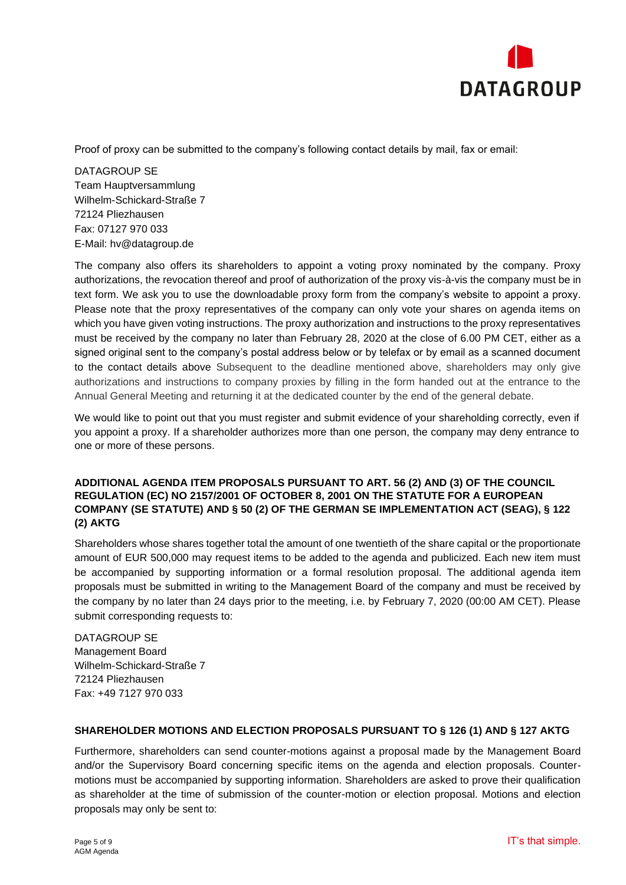Proof of proxy can be submitted to the company's following contact details by mail, fax or email:

DATAGROUP SE
Team Hauptversammlung
Wilhelm-Schickard-Straße 7
72124 Pliezhausen
Fax: 07127 970 033
E-Mail: hv@datagroup.de

The company also offers its shareholders to appoint a voting proxy nominated by the company. Proxy authorizations, the revocation thereof and proof of authorization of the proxy vis-à-vis the company must be in text form. We ask you to use the downloadable proxy form from the company's website to appoint a proxy. Please note that the proxy representatives of the company can only vote your shares on agenda items on which you have given voting instructions. The proxy authorization and instructions to the proxy representatives must be received by the company no later than February 28, 2020 at the close of 6.00 PM CET, either as a signed original sent to the company's postal address below or by telefax or by email as a scanned document to the contact details above Subsequent to the deadline mentioned above, shareholders may only give authorizations and instructions to company proxies by filling in the form handed out at the entrance to the Annual General Meeting and returning it at the dedicated counter by the end of the general debate.

We would like to point out that you must register and submit evidence of your shareholding correctly, even if you appoint a proxy. If a shareholder authorizes more than one person, the company may deny entrance to one or more of these persons.

**ADDITIONAL AGENDA ITEM PROPOSALS PURSUANT TO ART. 56 (2) AND (3) OF THE COUNCIL REGULATION (EC) NO 2157/2001 OF OCTOBER 8, 2001 ON THE STATUTE FOR A EUROPEAN COMPANY (SE STATUTE) AND § 50 (2) OF THE GERMAN SE IMPLEMENTATION ACT (SEAG), § 122 (2) AKTG**

Shareholders whose shares together total the amount of one twentieth of the share capital or the proportionate amount of EUR 500,000 may request items to be added to the agenda and publicized. Each new item must be accompanied by supporting information or a formal resolution proposal. The additional agenda item proposals must be submitted in writing to the Management Board of the company and must be received by the company by no later than 24 days prior to the meeting, i.e. by February 7, 2020 (00:00 AM CET). Please submit corresponding requests to:

DATAGROUP SE
Management Board
Wilhelm-Schickard-Straße 7
72124 Pliezhausen
Fax: +49 7127 970 033

**SHAREHOLDER MOTIONS AND ELECTION PROPOSALS PURSUANT TO § 126 (1) AND § 127 AKTG**

Furthermore, shareholders can send counter-motions against a proposal made by the Management Board and/or the Supervisory Board concerning specific items on the agenda and election proposals. Counter-motions must be accompanied by supporting information. Shareholders are asked to prove their qualification as shareholder at the time of submission of the counter-motion or election proposal. Motions and election proposals may only be sent to: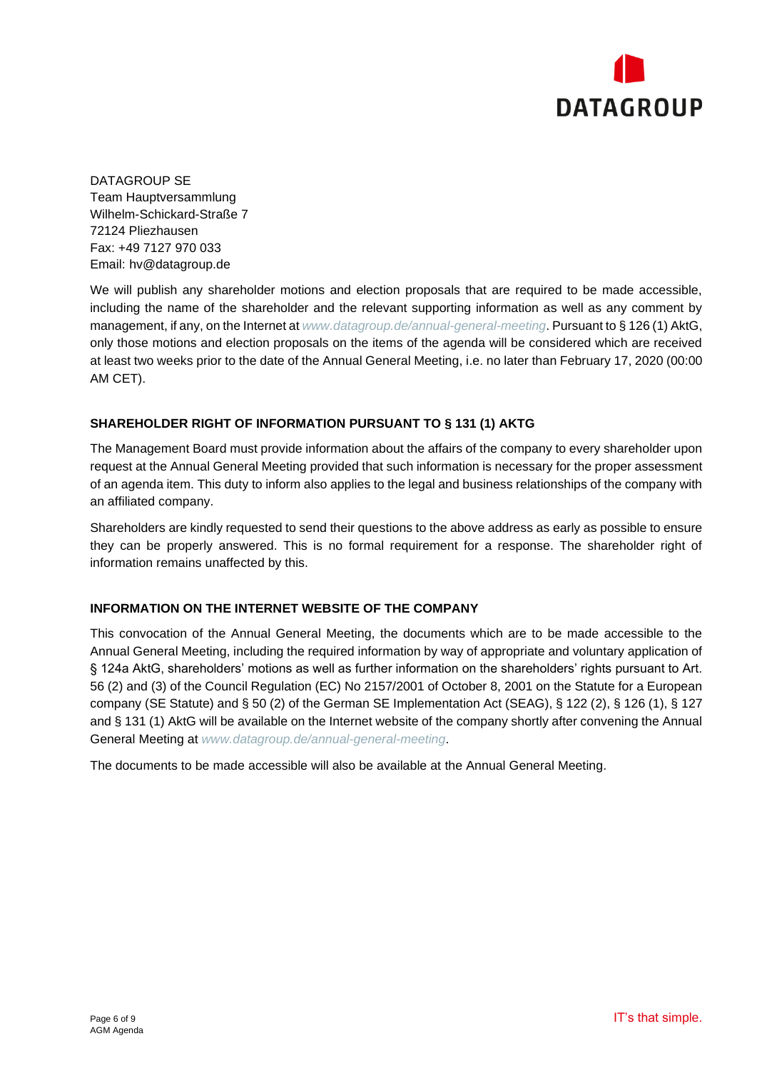DATAGROUP SE
Team Hauptversammlung
Wilhelm-Schickard-Straße 7
72124 Pliezhausen
Fax: +49 7127 970 033
Email: hv@datagroup.de

We will publish any shareholder motions and election proposals that are required to be made accessible, including the name of the shareholder and the relevant supporting information as well as any comment by management, if any, on the Internet at *www.datagroup.de/annual-general-meeting*. Pursuant to § 126 (1) AktG, only those motions and election proposals on the items of the agenda will be considered which are received at least two weeks prior to the date of the Annual General Meeting, i.e. no later than February 17, 2020 (00:00 AM CET).

## SHAREHOLDER RIGHT OF INFORMATION PURSUANT TO § 131 (1) AKTG

The Management Board must provide information about the affairs of the company to every shareholder upon request at the Annual General Meeting provided that such information is necessary for the proper assessment of an agenda item. This duty to inform also applies to the legal and business relationships of the company with an affiliated company.

Shareholders are kindly requested to send their questions to the above address as early as possible to ensure they can be properly answered. This is no formal requirement for a response. The shareholder right of information remains unaffected by this.

## INFORMATION ON THE INTERNET WEBSITE OF THE COMPANY

This convocation of the Annual General Meeting, the documents which are to be made accessible to the Annual General Meeting, including the required information by way of appropriate and voluntary application of § 124a AktG, shareholders' motions as well as further information on the shareholders' rights pursuant to Art. 56 (2) and (3) of the Council Regulation (EC) No 2157/2001 of October 8, 2001 on the Statute for a European company (SE Statute) and § 50 (2) of the German SE Implementation Act (SEAG), § 122 (2), § 126 (1), § 127 and § 131 (1) AktG will be available on the Internet website of the company shortly after convening the Annual General Meeting at *www.datagroup.de/annual-general-meeting*.

The documents to be made accessible will also be available at the Annual General Meeting.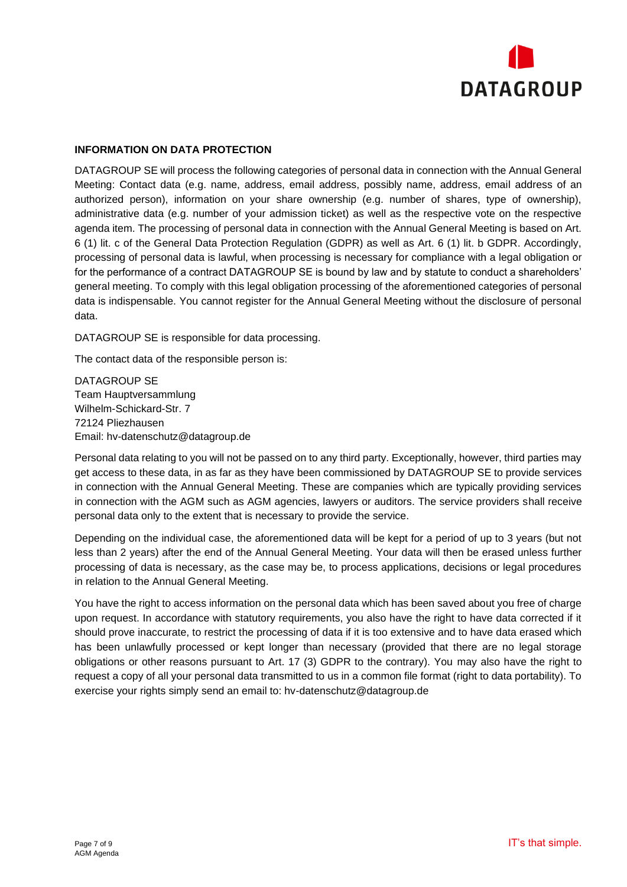**INFORMATION ON DATA PROTECTION**

DATAGROUP SE will process the following categories of personal data in connection with the Annual General Meeting: Contact data (e.g. name, address, email address, possibly name, address, email address of an authorized person), information on your share ownership (e.g. number of shares, type of ownership), administrative data (e.g. number of your admission ticket) as well as the respective vote on the respective agenda item. The processing of personal data in connection with the Annual General Meeting is based on Art. 6 (1) lit. c of the General Data Protection Regulation (GDPR) as well as Art. 6 (1) lit. b GDPR. Accordingly, processing of personal data is lawful, when processing is necessary for compliance with a legal obligation or for the performance of a contract DATAGROUP SE is bound by law and by statute to conduct a shareholders' general meeting. To comply with this legal obligation processing of the aforementioned categories of personal data is indispensable. You cannot register for the Annual General Meeting without the disclosure of personal data.

DATAGROUP SE is responsible for data processing.

The contact data of the responsible person is:

DATAGROUP SE
Team Hauptversammlung
Wilhelm-Schickard-Str. 7
72124 Pliezhausen
Email: hv-datenschutz@datagroup.de

Personal data relating to you will not be passed on to any third party. Exceptionally, however, third parties may get access to these data, in as far as they have been commissioned by DATAGROUP SE to provide services in connection with the Annual General Meeting. These are companies which are typically providing services in connection with the AGM such as AGM agencies, lawyers or auditors. The service providers shall receive personal data only to the extent that is necessary to provide the service.

Depending on the individual case, the aforementioned data will be kept for a period of up to 3 years (but not less than 2 years) after the end of the Annual General Meeting. Your data will then be erased unless further processing of data is necessary, as the case may be, to process applications, decisions or legal procedures in relation to the Annual General Meeting.

You have the right to access information on the personal data which has been saved about you free of charge upon request. In accordance with statutory requirements, you also have the right to have data corrected if it should prove inaccurate, to restrict the processing of data if it is too extensive and to have data erased which has been unlawfully processed or kept longer than necessary (provided that there are no legal storage obligations or other reasons pursuant to Art. 17 (3) GDPR to the contrary). You may also have the right to request a copy of all your personal data transmitted to us in a common file format (right to data portability). To exercise your rights simply send an email to: hv-datenschutz@datagroup.de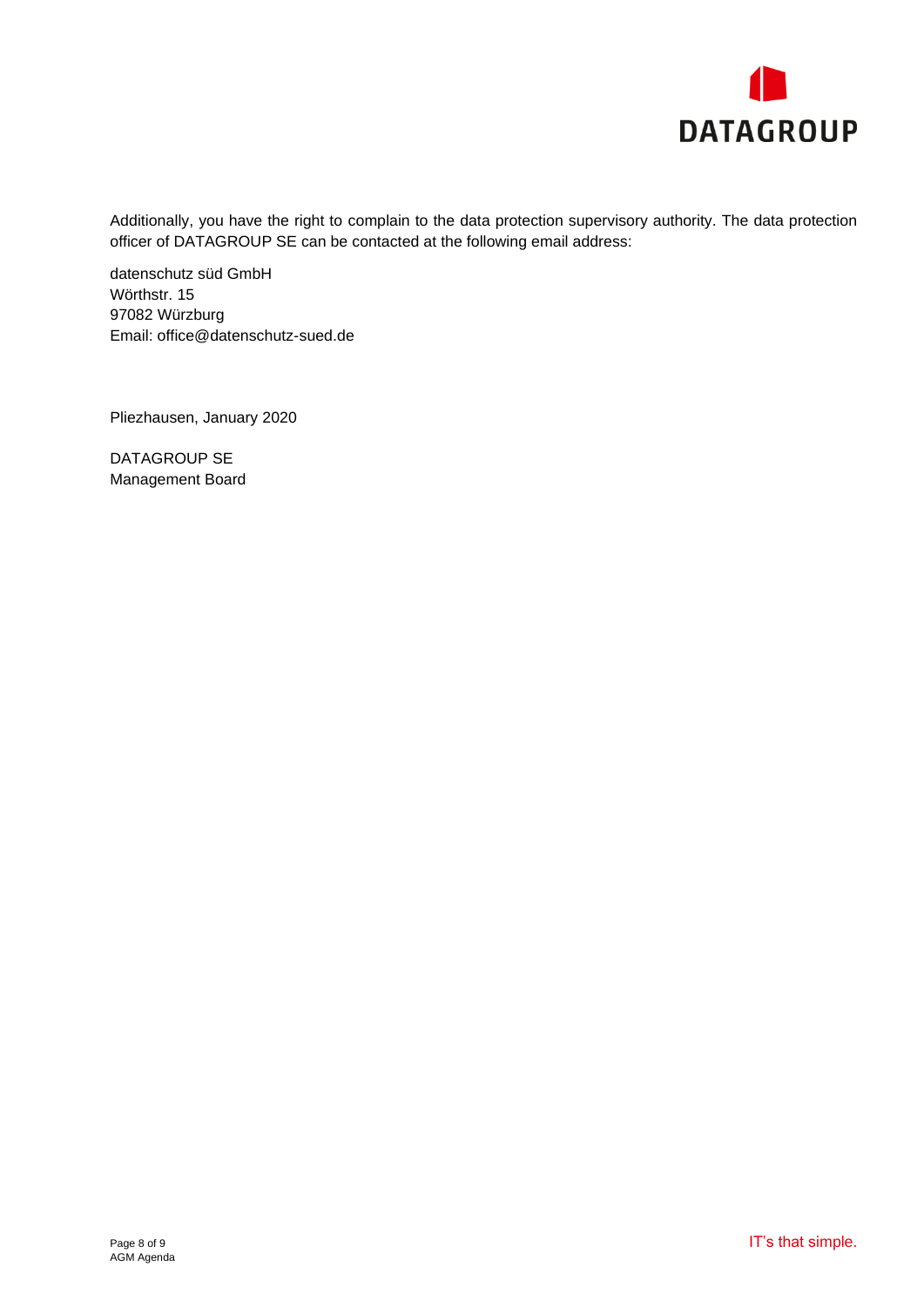Additionally, you have the right to complain to the data protection supervisory authority. The data protection officer of DATAGROUP SE can be contacted at the following email address:

datenschutz süd GmbH  
Wörthstr. 15  
97082 Würzburg  
Email: office@datenschutz-sued.de

Pliezhausen, January 2020

DATAGROUP SE  
Management Board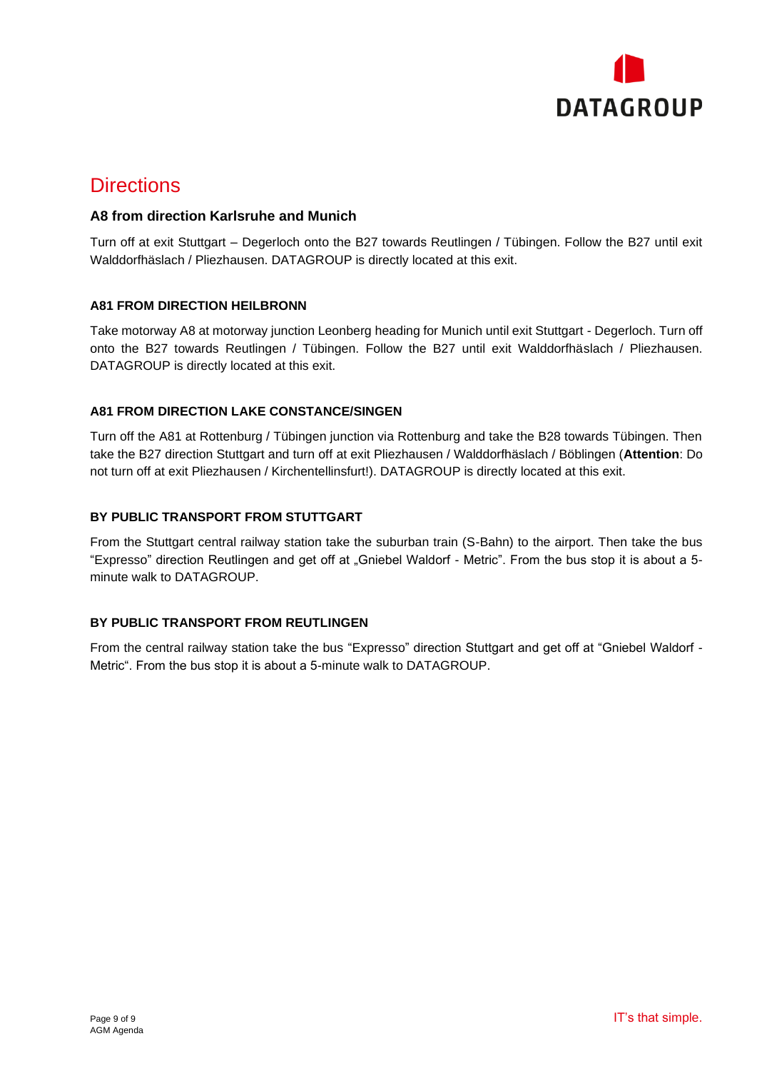# Directions

### A8 from direction Karlsruhe and Munich

Turn off at exit Stuttgart – Degerloch onto the B27 towards Reutlingen / Tübingen. Follow the B27 until exit Walddorfhäslach / Pliezhausen. DATAGROUP is directly located at this exit.

#### A81 FROM DIRECTION HEILBRONN

Take motorway A8 at motorway junction Leonberg heading for Munich until exit Stuttgart - Degerloch. Turn off onto the B27 towards Reutlingen / Tübingen. Follow the B27 until exit Walddorfhäslach / Pliezhausen. DATAGROUP is directly located at this exit.

#### A81 FROM DIRECTION LAKE CONSTANCE/SINGEN

Turn off the A81 at Rottenburg / Tübingen junction via Rottenburg and take the B28 towards Tübingen. Then take the B27 direction Stuttgart and turn off at exit Pliezhausen / Walddorfhäslach / Böblingen (**Attention**: Do not turn off at exit Pliezhausen / Kirchentellinsfurt!). DATAGROUP is directly located at this exit.

#### BY PUBLIC TRANSPORT FROM STUTTGART

From the Stuttgart central railway station take the suburban train (S-Bahn) to the airport. Then take the bus "Expresso" direction Reutlingen and get off at „Gniebel Waldorf - Metric". From the bus stop it is about a 5-minute walk to DATAGROUP.

#### BY PUBLIC TRANSPORT FROM REUTLINGEN

From the central railway station take the bus "Expresso" direction Stuttgart and get off at "Gniebel Waldorf - Metric". From the bus stop it is about a 5-minute walk to DATAGROUP.